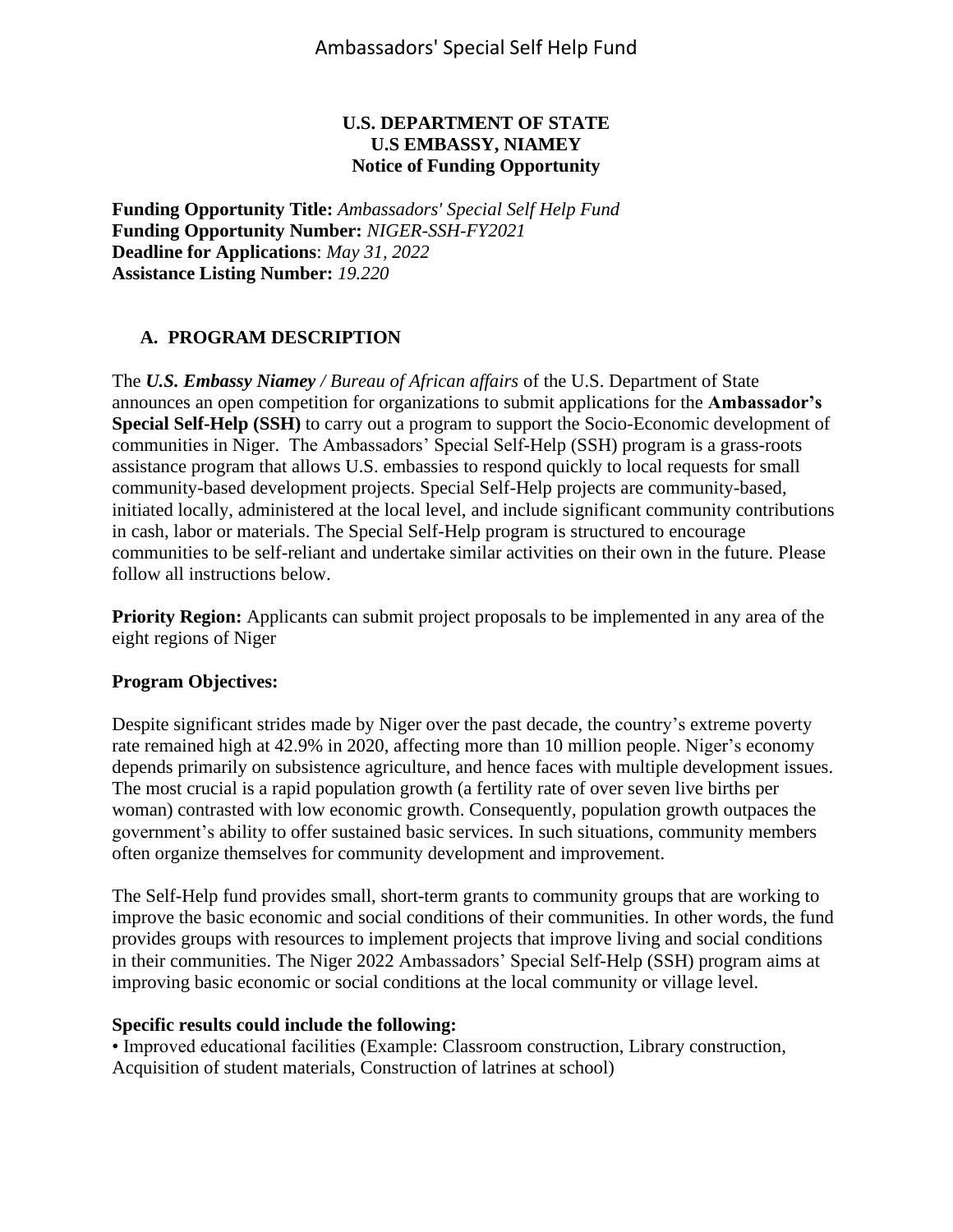**U.S. DEPARTMENT OF STATE**
**U.S EMBASSY, NIAMEY**
**Notice of Funding Opportunity**

**Funding Opportunity Title:** *Ambassadors' Special Self Help Fund*
**Funding Opportunity Number:** *NIGER-SSH-FY2021*
**Deadline for Applications**: *May 31, 2022*
**Assistance Listing Number:** *19.220*

## A. PROGRAM DESCRIPTION

The ***U.S. Embassy Niamey** / Bureau of African affairs* of the U.S. Department of State announces an open competition for organizations to submit applications for the **Ambassador's Special Self-Help (SSH)** to carry out a program to support the Socio-Economic development of communities in Niger. The Ambassadors' Special Self-Help (SSH) program is a grass-roots assistance program that allows U.S. embassies to respond quickly to local requests for small community-based development projects. Special Self-Help projects are community-based, initiated locally, administered at the local level, and include significant community contributions in cash, labor or materials. The Special Self-Help program is structured to encourage communities to be self-reliant and undertake similar activities on their own in the future. Please follow all instructions below.

**Priority Region:** Applicants can submit project proposals to be implemented in any area of the eight regions of Niger

**Program Objectives:**

Despite significant strides made by Niger over the past decade, the country's extreme poverty rate remained high at 42.9% in 2020, affecting more than 10 million people. Niger's economy depends primarily on subsistence agriculture, and hence faces with multiple development issues. The most crucial is a rapid population growth (a fertility rate of over seven live births per woman) contrasted with low economic growth. Consequently, population growth outpaces the government's ability to offer sustained basic services. In such situations, community members often organize themselves for community development and improvement.

The Self-Help fund provides small, short-term grants to community groups that are working to improve the basic economic and social conditions of their communities. In other words, the fund provides groups with resources to implement projects that improve living and social conditions in their communities. The Niger 2022 Ambassadors' Special Self-Help (SSH) program aims at improving basic economic or social conditions at the local community or village level.

**Specific results could include the following:**

- Improved educational facilities (Example: Classroom construction, Library construction, Acquisition of student materials, Construction of latrines at school)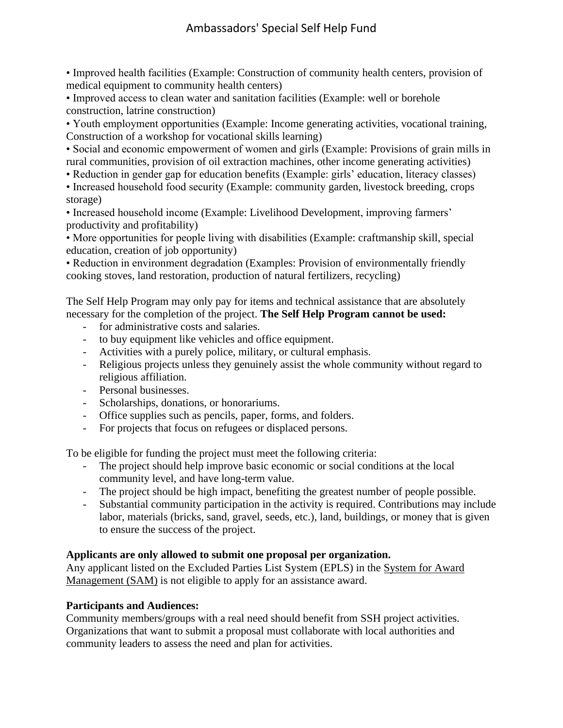- Improved health facilities (Example: Construction of community health centers, provision of medical equipment to community health centers)
- Improved access to clean water and sanitation facilities (Example: well or borehole construction, latrine construction)
- Youth employment opportunities (Example: Income generating activities, vocational training, Construction of a workshop for vocational skills learning)
- Social and economic empowerment of women and girls (Example: Provisions of grain mills in rural communities, provision of oil extraction machines, other income generating activities)
- Reduction in gender gap for education benefits (Example: girls' education, literacy classes)
- Increased household food security (Example: community garden, livestock breeding, crops storage)
- Increased household income (Example: Livelihood Development, improving farmers' productivity and profitability)
- More opportunities for people living with disabilities (Example: craftmanship skill, special education, creation of job opportunity)
- Reduction in environment degradation (Examples: Provision of environmentally friendly cooking stoves, land restoration, production of natural fertilizers, recycling)

The Self Help Program may only pay for items and technical assistance that are absolutely necessary for the completion of the project. **The Self Help Program cannot be used:**

- for administrative costs and salaries.
- to buy equipment like vehicles and office equipment.
- Activities with a purely police, military, or cultural emphasis.
- Religious projects unless they genuinely assist the whole community without regard to religious affiliation.
- Personal businesses.
- Scholarships, donations, or honorariums.
- Office supplies such as pencils, paper, forms, and folders.
- For projects that focus on refugees or displaced persons.

To be eligible for funding the project must meet the following criteria:

- The project should help improve basic economic or social conditions at the local community level, and have long-term value.
- The project should be high impact, benefiting the greatest number of people possible.
- Substantial community participation in the activity is required. Contributions may include labor, materials (bricks, sand, gravel, seeds, etc.), land, buildings, or money that is given to ensure the success of the project.

**Applicants are only allowed to submit one proposal per organization.**
Any applicant listed on the Excluded Parties List System (EPLS) in the System for Award Management (SAM) is not eligible to apply for an assistance award.

**Participants and Audiences:**
Community members/groups with a real need should benefit from SSH project activities. Organizations that want to submit a proposal must collaborate with local authorities and community leaders to assess the need and plan for activities.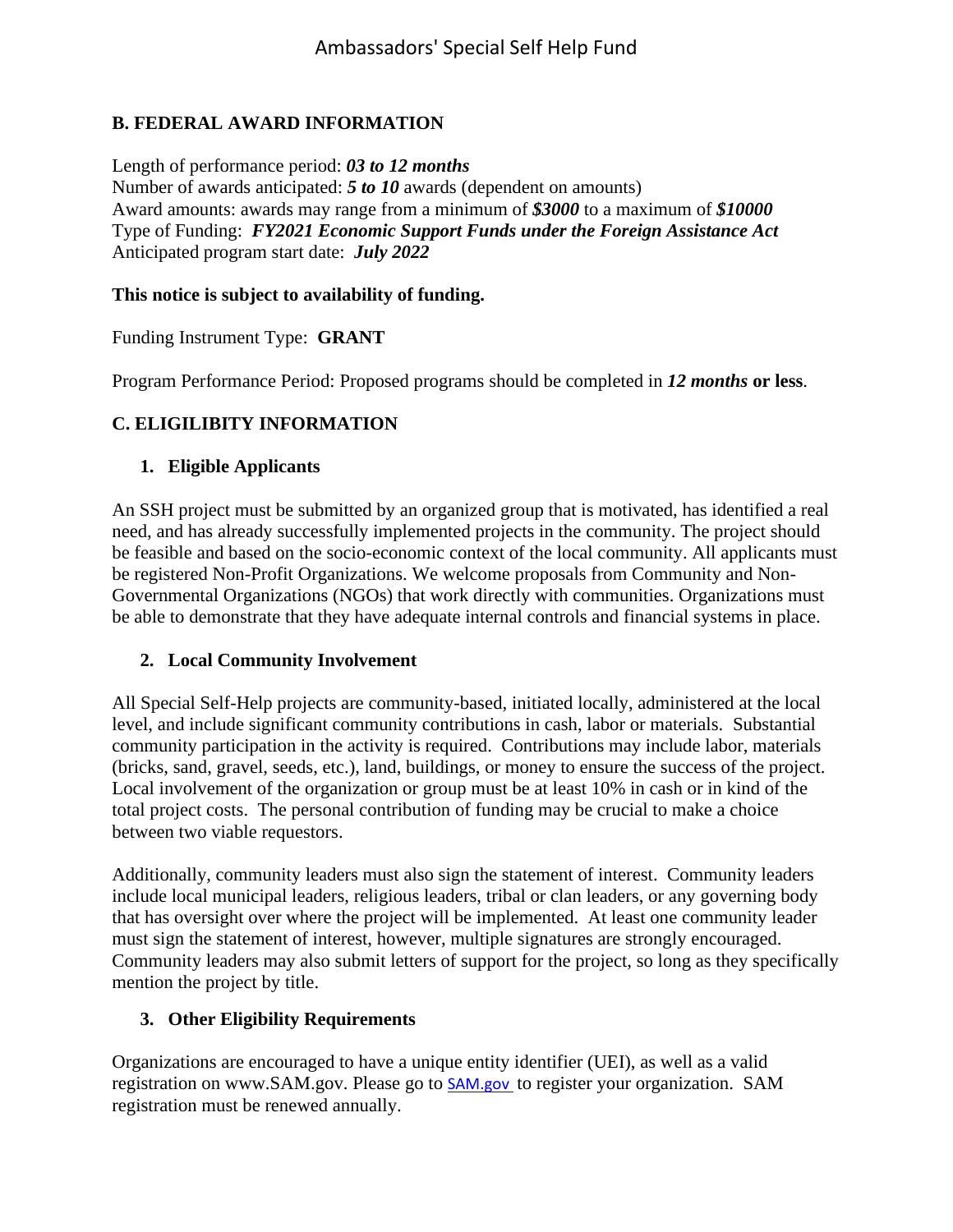## B. FEDERAL AWARD INFORMATION

Length of performance period: ***03 to 12 months***
Number of awards anticipated: ***5 to 10*** awards (dependent on amounts)
Award amounts: awards may range from a minimum of ***$3000*** to a maximum of ***$10000***
Type of Funding: ***FY2021 Economic Support Funds under the Foreign Assistance Act***
Anticipated program start date: ***July 2022***

**This notice is subject to availability of funding.**

Funding Instrument Type: **GRANT**

Program Performance Period: Proposed programs should be completed in ***12 months* or less**.

## C. ELIGILIBITY INFORMATION

### 1. Eligible Applicants

An SSH project must be submitted by an organized group that is motivated, has identified a real need, and has already successfully implemented projects in the community. The project should be feasible and based on the socio-economic context of the local community. All applicants must be registered Non-Profit Organizations. We welcome proposals from Community and Non-Governmental Organizations (NGOs) that work directly with communities. Organizations must be able to demonstrate that they have adequate internal controls and financial systems in place.

### 2. Local Community Involvement

All Special Self-Help projects are community-based, initiated locally, administered at the local level, and include significant community contributions in cash, labor or materials. Substantial community participation in the activity is required. Contributions may include labor, materials (bricks, sand, gravel, seeds, etc.), land, buildings, or money to ensure the success of the project. Local involvement of the organization or group must be at least 10% in cash or in kind of the total project costs. The personal contribution of funding may be crucial to make a choice between two viable requestors.

Additionally, community leaders must also sign the statement of interest. Community leaders include local municipal leaders, religious leaders, tribal or clan leaders, or any governing body that has oversight over where the project will be implemented. At least one community leader must sign the statement of interest, however, multiple signatures are strongly encouraged. Community leaders may also submit letters of support for the project, so long as they specifically mention the project by title.

### 3. Other Eligibility Requirements

Organizations are encouraged to have a unique entity identifier (UEI), as well as a valid registration on www.SAM.gov. Please go to SAM.gov to register your organization. SAM registration must be renewed annually.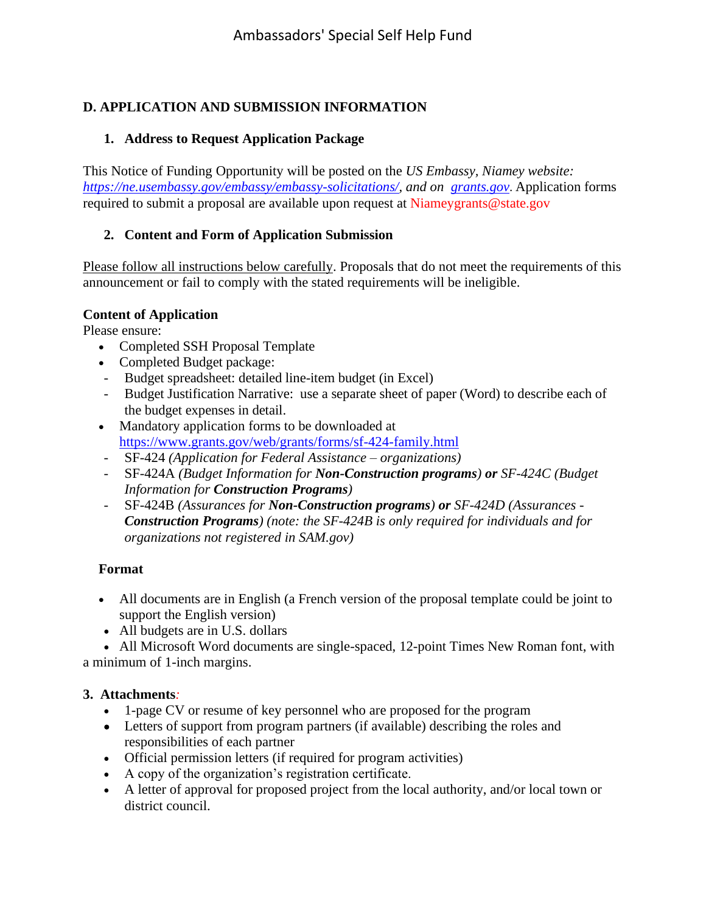## D. APPLICATION AND SUBMISSION INFORMATION

### 1. Address to Request Application Package

This Notice of Funding Opportunity will be posted on the *US Embassy, Niamey website: https://ne.usembassy.gov/embassy/embassy-solicitations/, and on grants.gov*. Application forms required to submit a proposal are available upon request at Niameygrants@state.gov

### 2. Content and Form of Application Submission

Please follow all instructions below carefully. Proposals that do not meet the requirements of this announcement or fail to comply with the stated requirements will be ineligible.

**Content of Application**

Please ensure:

- Completed SSH Proposal Template
- Completed Budget package:
  - Budget spreadsheet: detailed line-item budget (in Excel)
  - Budget Justification Narrative: use a separate sheet of paper (Word) to describe each of the budget expenses in detail.
- Mandatory application forms to be downloaded at https://www.grants.gov/web/grants/forms/sf-424-family.html
  - SF-424 *(Application for Federal Assistance – organizations)*
  - SF-424A *(Budget Information for **Non-Construction programs**) **or** SF-424C (Budget Information for **Construction Programs**)*
  - SF-424B *(Assurances for **Non-Construction programs**) **or** SF-424D (Assurances - **Construction Programs**) (note: the SF-424B is only required for individuals and for organizations not registered in SAM.gov)*

**Format**

- All documents are in English (a French version of the proposal template could be joint to support the English version)
- All budgets are in U.S. dollars
- All Microsoft Word documents are single-spaced, 12-point Times New Roman font, with a minimum of 1-inch margins.

### 3. Attachments:

- 1-page CV or resume of key personnel who are proposed for the program
- Letters of support from program partners (if available) describing the roles and responsibilities of each partner
- Official permission letters (if required for program activities)
- A copy of the organization's registration certificate.
- A letter of approval for proposed project from the local authority, and/or local town or district council.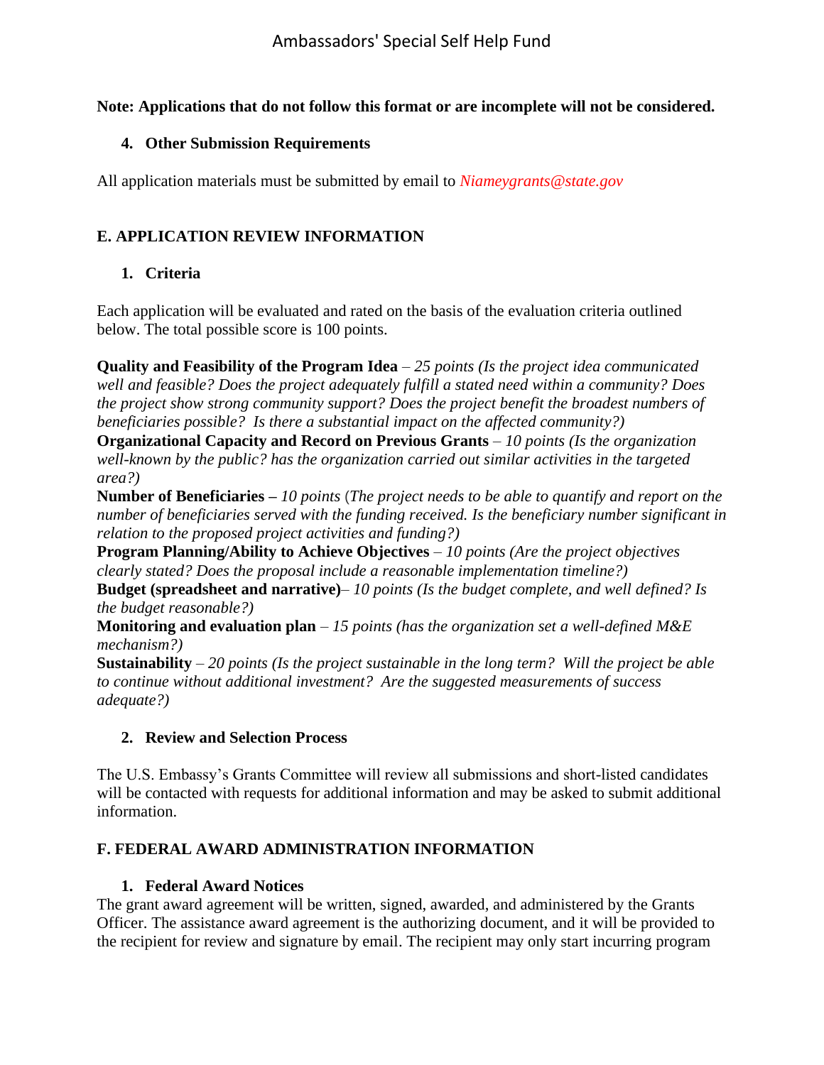**Note: Applications that do not follow this format or are incomplete will not be considered.**

### 4. Other Submission Requirements

All application materials must be submitted by email to *Niameygrants@state.gov*

## E. APPLICATION REVIEW INFORMATION

### 1. Criteria

Each application will be evaluated and rated on the basis of the evaluation criteria outlined below. The total possible score is 100 points.

**Quality and Feasibility of the Program Idea** – *25 points (Is the project idea communicated well and feasible? Does the project adequately fulfill a stated need within a community? Does the project show strong community support? Does the project benefit the broadest numbers of beneficiaries possible? Is there a substantial impact on the affected community?)*
**Organizational Capacity and Record on Previous Grants** – *10 points (Is the organization well-known by the public? has the organization carried out similar activities in the targeted area?)*
**Number of Beneficiaries –** *10 points (The project needs to be able to quantify and report on the number of beneficiaries served with the funding received. Is the beneficiary number significant in relation to the proposed project activities and funding?)*
**Program Planning/Ability to Achieve Objectives** – *10 points (Are the project objectives clearly stated? Does the proposal include a reasonable implementation timeline?)*
**Budget (spreadsheet and narrative)**– *10 points (Is the budget complete, and well defined? Is the budget reasonable?)*
**Monitoring and evaluation plan** – *15 points (has the organization set a well-defined M&E mechanism?)*
**Sustainability** – *20 points (Is the project sustainable in the long term? Will the project be able to continue without additional investment? Are the suggested measurements of success adequate?)*

### 2. Review and Selection Process

The U.S. Embassy's Grants Committee will review all submissions and short-listed candidates will be contacted with requests for additional information and may be asked to submit additional information.

## F. FEDERAL AWARD ADMINISTRATION INFORMATION

### 1. Federal Award Notices

The grant award agreement will be written, signed, awarded, and administered by the Grants Officer. The assistance award agreement is the authorizing document, and it will be provided to the recipient for review and signature by email. The recipient may only start incurring program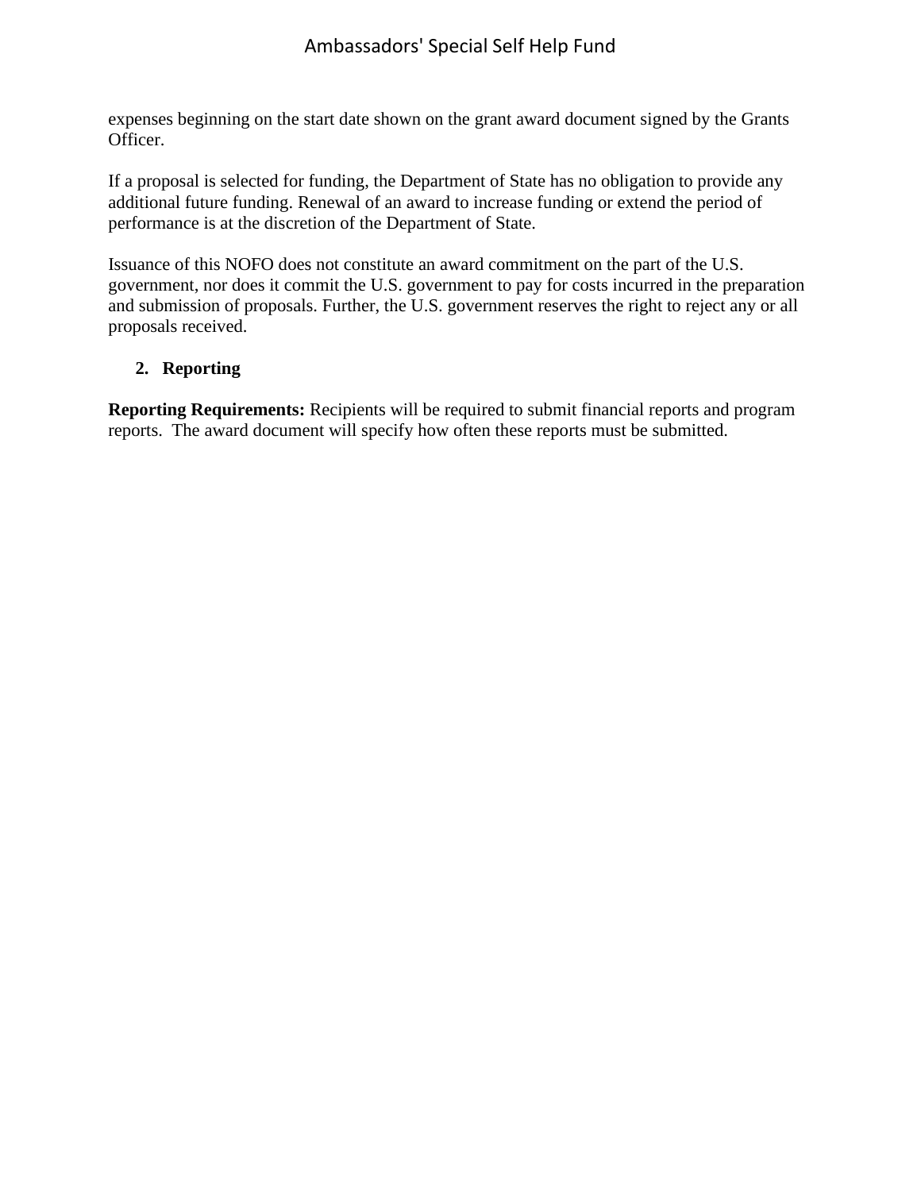expenses beginning on the start date shown on the grant award document signed by the Grants Officer.

If a proposal is selected for funding, the Department of State has no obligation to provide any additional future funding. Renewal of an award to increase funding or extend the period of performance is at the discretion of the Department of State.

Issuance of this NOFO does not constitute an award commitment on the part of the U.S. government, nor does it commit the U.S. government to pay for costs incurred in the preparation and submission of proposals. Further, the U.S. government reserves the right to reject any or all proposals received.

2. **Reporting**

**Reporting Requirements:** Recipients will be required to submit financial reports and program reports. The award document will specify how often these reports must be submitted.